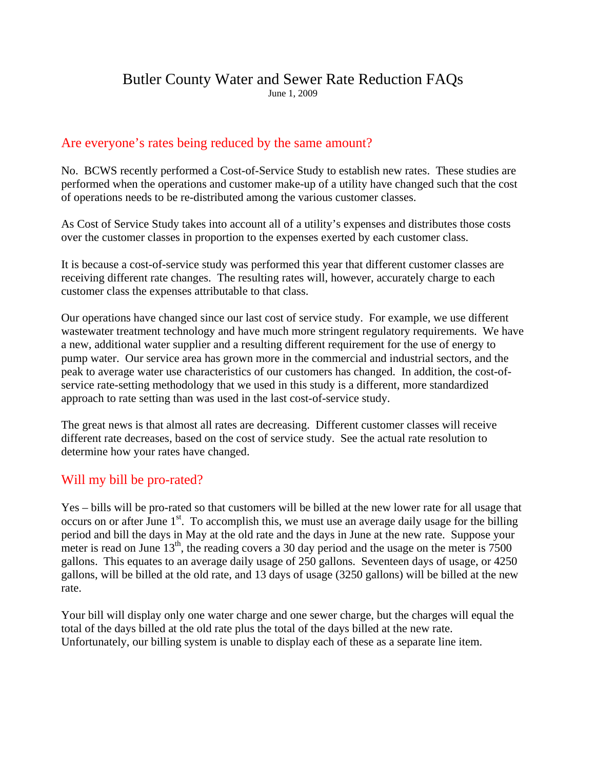# Butler County Water and Sewer Rate Reduction FAQs

June 1, 2009

## Are everyone's rates being reduced by the same amount?

No. BCWS recently performed a Cost-of-Service Study to establish new rates. These studies are performed when the operations and customer make-up of a utility have changed such that the cost of operations needs to be re-distributed among the various customer classes.

As Cost of Service Study takes into account all of a utility's expenses and distributes those costs over the customer classes in proportion to the expenses exerted by each customer class.

It is because a cost-of-service study was performed this year that different customer classes are receiving different rate changes. The resulting rates will, however, accurately charge to each customer class the expenses attributable to that class.

Our operations have changed since our last cost of service study. For example, we use different wastewater treatment technology and have much more stringent regulatory requirements. We have a new, additional water supplier and a resulting different requirement for the use of energy to pump water. Our service area has grown more in the commercial and industrial sectors, and the peak to average water use characteristics of our customers has changed. In addition, the cost-of-service rate-setting methodology that we used in this study is a different, more standardized approach to rate setting than was used in the last cost-of-service study.

The great news is that almost all rates are decreasing. Different customer classes will receive different rate decreases, based on the cost of service study. See the actual rate resolution to determine how your rates have changed.

## Will my bill be pro-rated?

Yes – bills will be pro-rated so that customers will be billed at the new lower rate for all usage that occurs on or after June 1st. To accomplish this, we must use an average daily usage for the billing period and bill the days in May at the old rate and the days in June at the new rate. Suppose your meter is read on June 13th, the reading covers a 30 day period and the usage on the meter is 7500 gallons. This equates to an average daily usage of 250 gallons. Seventeen days of usage, or 4250 gallons, will be billed at the old rate, and 13 days of usage (3250 gallons) will be billed at the new rate.

Your bill will display only one water charge and one sewer charge, but the charges will equal the total of the days billed at the old rate plus the total of the days billed at the new rate. Unfortunately, our billing system is unable to display each of these as a separate line item.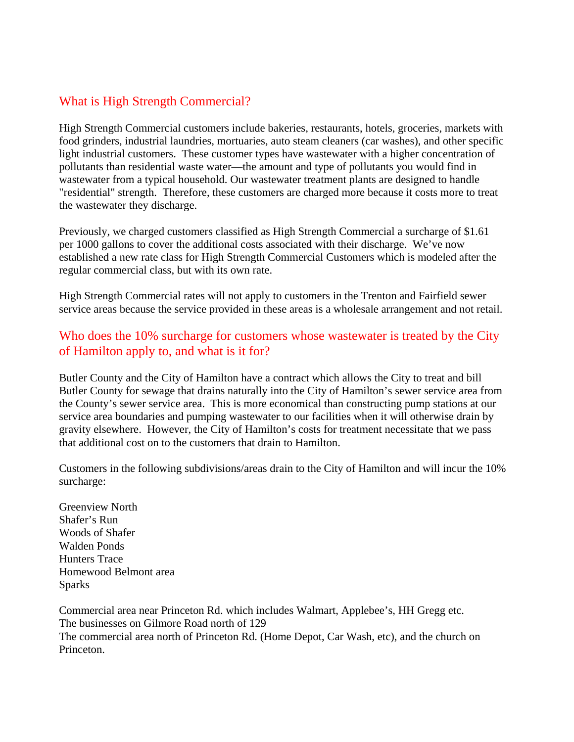## What is High Strength Commercial?

High Strength Commercial customers include bakeries, restaurants, hotels, groceries, markets with food grinders, industrial laundries, mortuaries, auto steam cleaners (car washes), and other specific light industrial customers. These customer types have wastewater with a higher concentration of pollutants than residential waste water—the amount and type of pollutants you would find in wastewater from a typical household. Our wastewater treatment plants are designed to handle "residential" strength. Therefore, these customers are charged more because it costs more to treat the wastewater they discharge.

Previously, we charged customers classified as High Strength Commercial a surcharge of $1.61 per 1000 gallons to cover the additional costs associated with their discharge. We've now established a new rate class for High Strength Commercial Customers which is modeled after the regular commercial class, but with its own rate.

High Strength Commercial rates will not apply to customers in the Trenton and Fairfield sewer service areas because the service provided in these areas is a wholesale arrangement and not retail.

## Who does the 10% surcharge for customers whose wastewater is treated by the City of Hamilton apply to, and what is it for?

Butler County and the City of Hamilton have a contract which allows the City to treat and bill Butler County for sewage that drains naturally into the City of Hamilton's sewer service area from the County's sewer service area. This is more economical than constructing pump stations at our service area boundaries and pumping wastewater to our facilities when it will otherwise drain by gravity elsewhere. However, the City of Hamilton's costs for treatment necessitate that we pass that additional cost on to the customers that drain to Hamilton.

Customers in the following subdivisions/areas drain to the City of Hamilton and will incur the 10% surcharge:

Greenview North
Shafer's Run
Woods of Shafer
Walden Ponds
Hunters Trace
Homewood Belmont area
Sparks

Commercial area near Princeton Rd. which includes Walmart, Applebee's, HH Gregg etc.
The businesses on Gilmore Road north of 129
The commercial area north of Princeton Rd. (Home Depot, Car Wash, etc), and the church on Princeton.